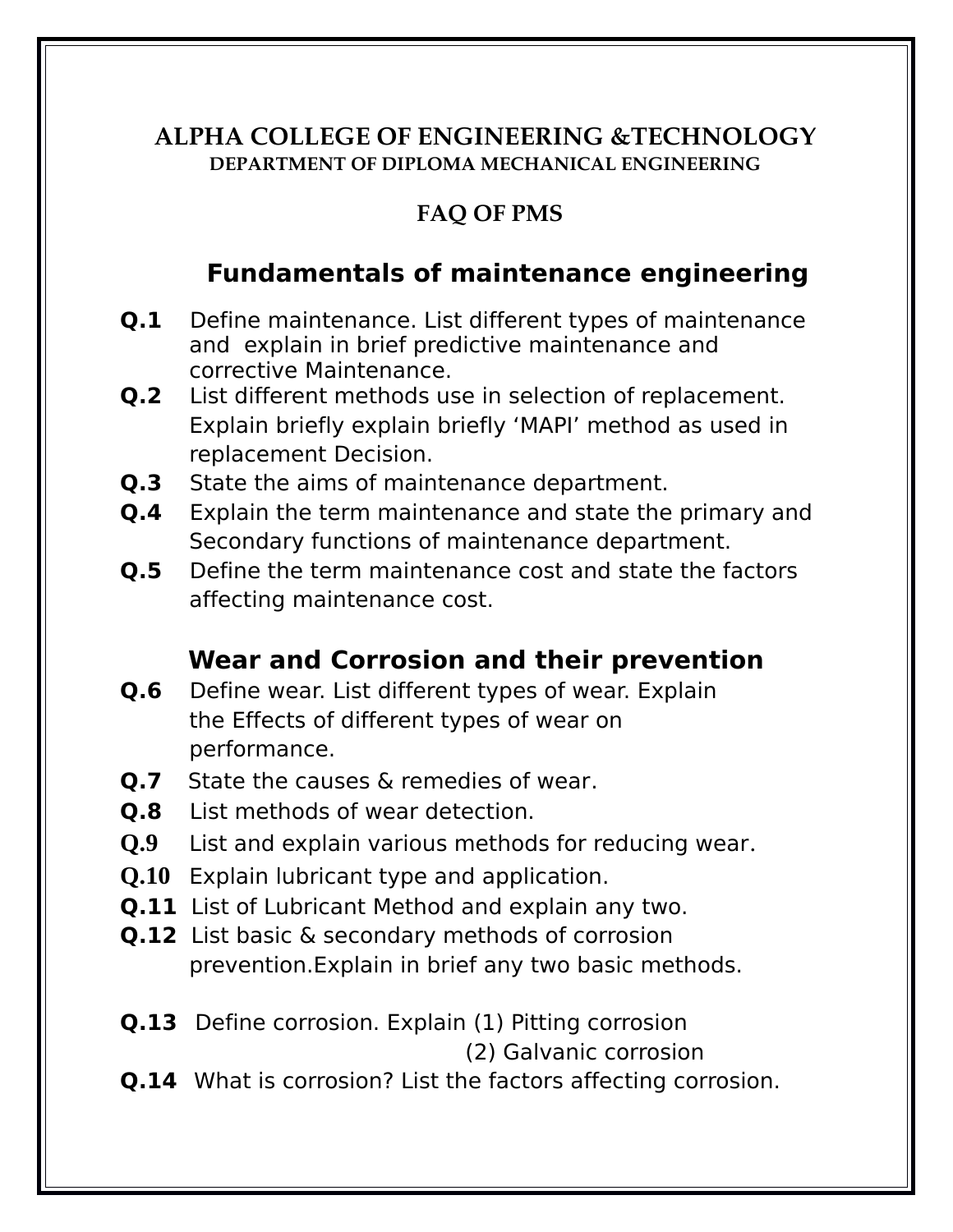# ALPHA COLLEGE OF ENGINEERING &TECHNOLOGY

### DEPARTMENT OF DIPLOMA MECHANICAL ENGINEERING

### FAQ OF PMS

## Fundamentals of maintenance engineering

**Q.1** Define maintenance. List different types of maintenance and explain in brief predictive maintenance and corrective Maintenance.

**Q.2** List different methods use in selection of replacement. Explain briefly explain briefly 'MAPI' method as used in replacement Decision.

**Q.3** State the aims of maintenance department.

**Q.4** Explain the term maintenance and state the primary and Secondary functions of maintenance department.

**Q.5** Define the term maintenance cost and state the factors affecting maintenance cost.

## Wear and Corrosion and their prevention

**Q.6** Define wear. List different types of wear. Explain the Effects of different types of wear on performance.

**Q.7** State the causes & remedies of wear.

**Q.8** List methods of wear detection.

**Q.9** List and explain various methods for reducing wear.

**Q.10** Explain lubricant type and application.

**Q.11** List of Lubricant Method and explain any two.

**Q.12** List basic & secondary methods of corrosion prevention.Explain in brief any two basic methods.

**Q.13** Define corrosion. Explain (1) Pitting corrosion
(2) Galvanic corrosion

**Q.14** What is corrosion? List the factors affecting corrosion.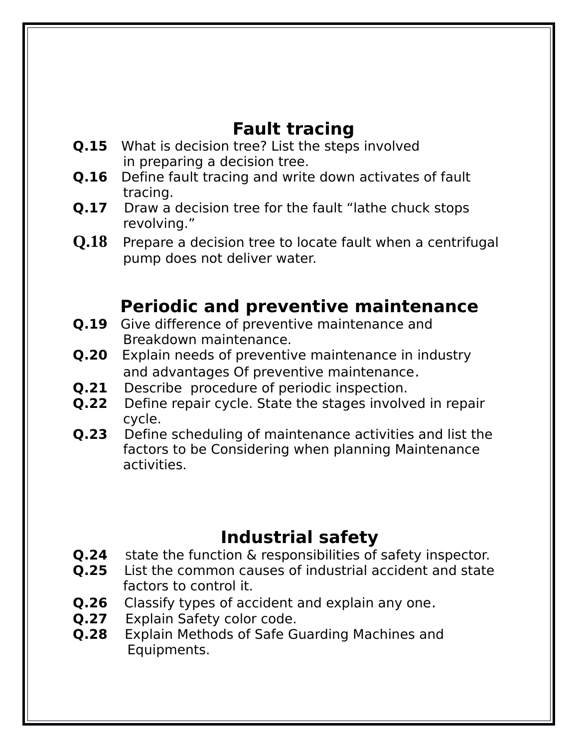## Fault tracing

**Q.15** What is decision tree? List the steps involved in preparing a decision tree.

**Q.16** Define fault tracing and write down activates of fault tracing.

**Q.17** Draw a decision tree for the fault "lathe chuck stops revolving."

**Q.18** Prepare a decision tree to locate fault when a centrifugal pump does not deliver water.

## Periodic and preventive maintenance

**Q.19** Give difference of preventive maintenance and Breakdown maintenance.

**Q.20** Explain needs of preventive maintenance in industry and advantages Of preventive maintenance.

**Q.21** Describe procedure of periodic inspection.

**Q.22** Define repair cycle. State the stages involved in repair cycle.

**Q.23** Define scheduling of maintenance activities and list the factors to be Considering when planning Maintenance activities.

## Industrial safety

**Q.24** state the function & responsibilities of safety inspector.

**Q.25** List the common causes of industrial accident and state factors to control it.

**Q.26** Classify types of accident and explain any one.

**Q.27** Explain Safety color code.

**Q.28** Explain Methods of Safe Guarding Machines and Equipments.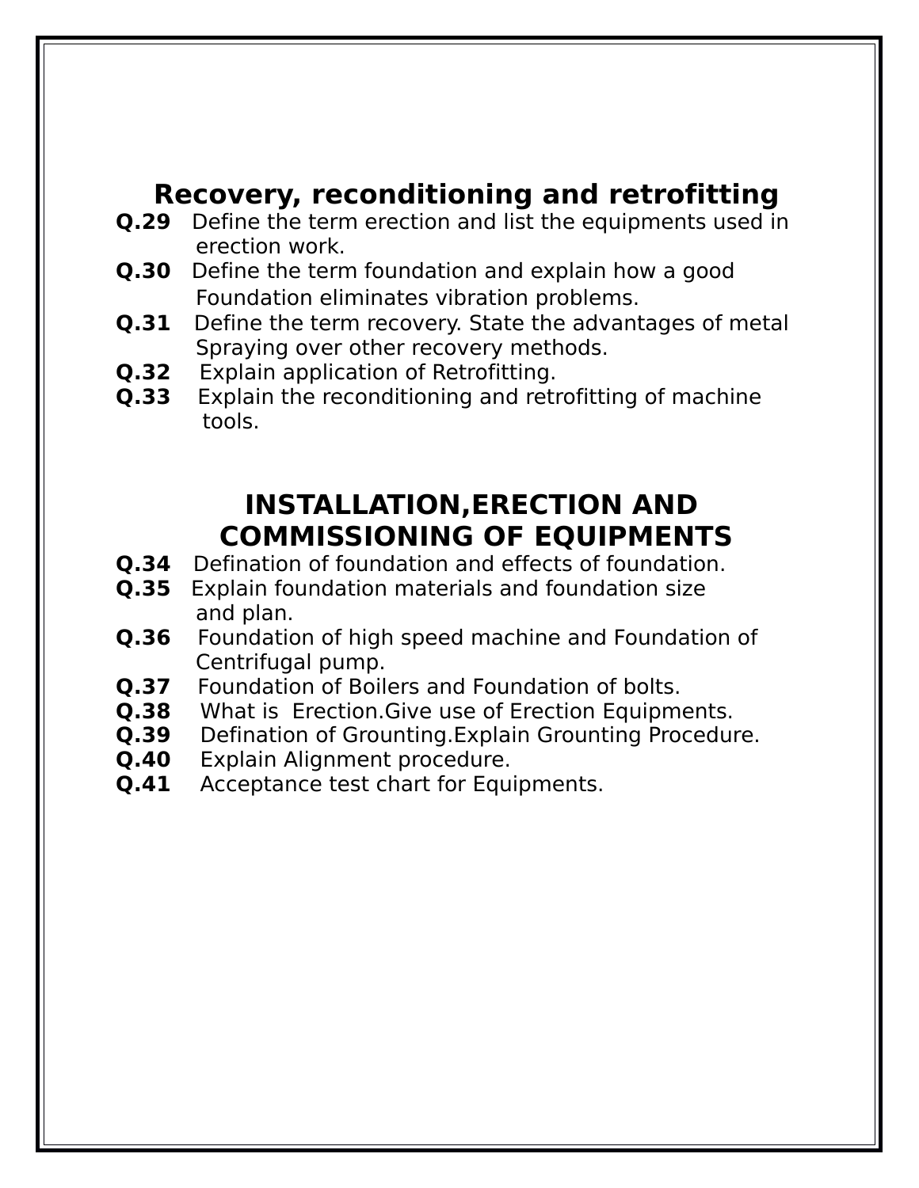## Recovery, reconditioning and retrofitting

**Q.29** Define the term erection and list the equipments used in erection work.

**Q.30** Define the term foundation and explain how a good Foundation eliminates vibration problems.

**Q.31** Define the term recovery. State the advantages of metal Spraying over other recovery methods.

**Q.32** Explain application of Retrofitting.

**Q.33** Explain the reconditioning and retrofitting of machine tools.

## INSTALLATION,ERECTION AND COMMISSIONING OF EQUIPMENTS

**Q.34** Defination of foundation and effects of foundation.

**Q.35** Explain foundation materials and foundation size and plan.

**Q.36** Foundation of high speed machine and Foundation of Centrifugal pump.

**Q.37** Foundation of Boilers and Foundation of bolts.

**Q.38** What is Erection.Give use of Erection Equipments.

**Q.39** Defination of Grounting.Explain Grounting Procedure.

**Q.40** Explain Alignment procedure.

**Q.41** Acceptance test chart for Equipments.